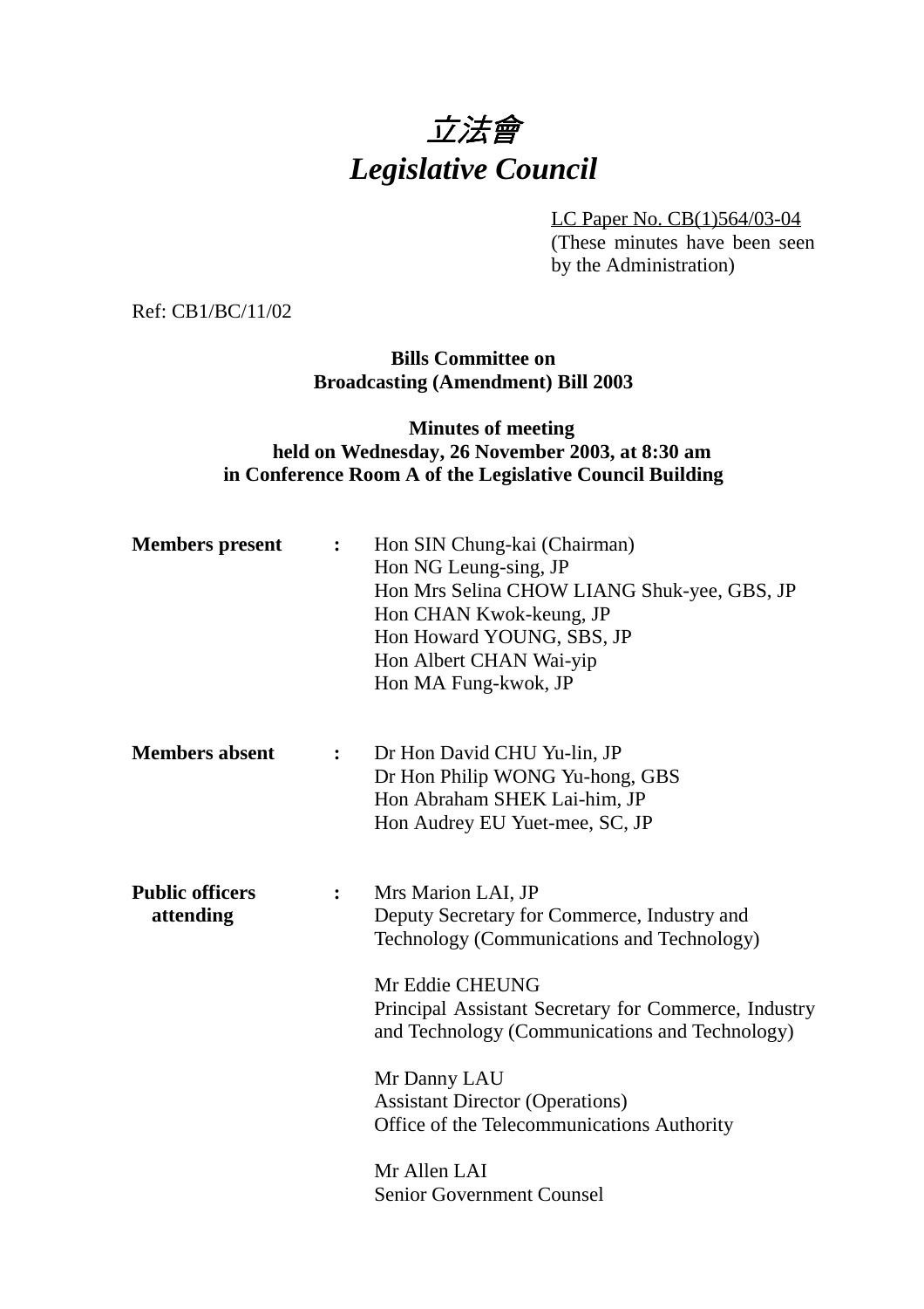# *立法會*
# *Legislative Council*

LC Paper No. CB(1)564/03-04
(These minutes have been seen by the Administration)

Ref: CB1/BC/11/02

**Bills Committee on**
**Broadcasting (Amendment) Bill 2003**

**Minutes of meeting**
**held on Wednesday, 26 November 2003, at 8:30 am**
**in Conference Room A of the Legislative Council Building**

**Members present** : Hon SIN Chung-kai (Chairman)
Hon NG Leung-sing, JP
Hon Mrs Selina CHOW LIANG Shuk-yee, GBS, JP
Hon CHAN Kwok-keung, JP
Hon Howard YOUNG, SBS, JP
Hon Albert CHAN Wai-yip
Hon MA Fung-kwok, JP

**Members absent** : Dr Hon David CHU Yu-lin, JP
Dr Hon Philip WONG Yu-hong, GBS
Hon Abraham SHEK Lai-him, JP
Hon Audrey EU Yuet-mee, SC, JP

**Public officers attending** : Mrs Marion LAI, JP
Deputy Secretary for Commerce, Industry and Technology (Communications and Technology)

Mr Eddie CHEUNG
Principal Assistant Secretary for Commerce, Industry and Technology (Communications and Technology)

Mr Danny LAU
Assistant Director (Operations)
Office of the Telecommunications Authority

Mr Allen LAI
Senior Government Counsel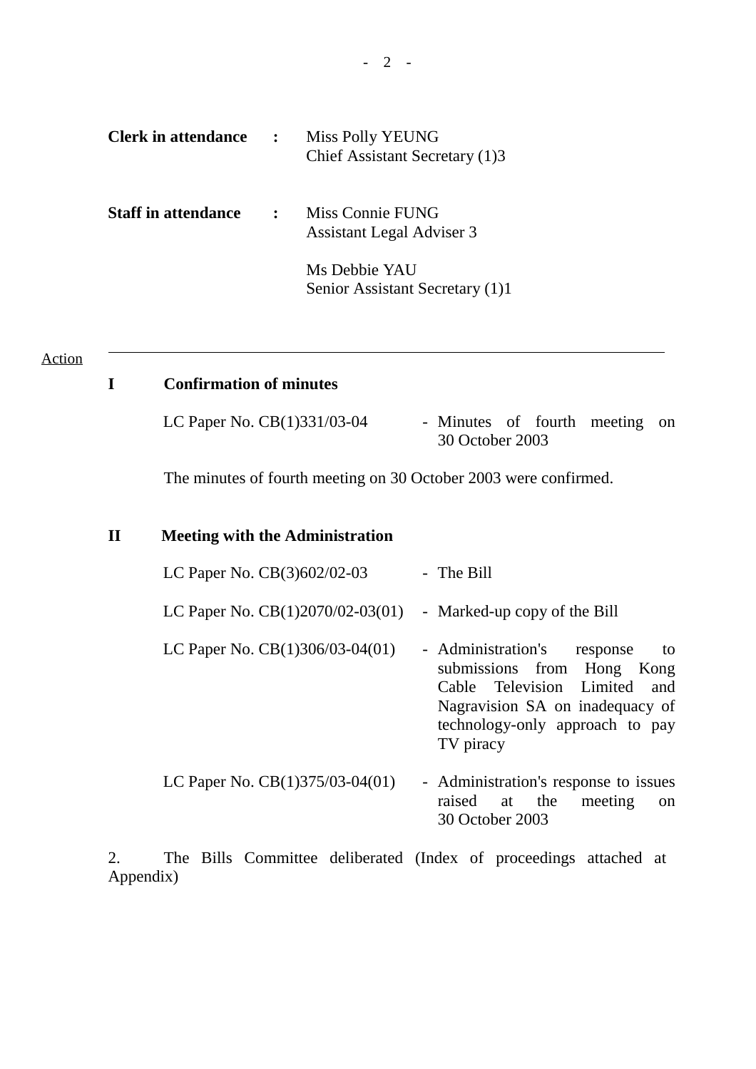**Clerk in attendance** : Miss Polly YEUNG
Chief Assistant Secretary (1)3

**Staff in attendance** : Miss Connie FUNG
Assistant Legal Adviser 3

Ms Debbie YAU
Senior Assistant Secretary (1)1

Action

---

## I Confirmation of minutes

| | |
|---|---|
| LC Paper No. CB(1)331/03-04 | - Minutes of fourth meeting on 30 October 2003 |

The minutes of fourth meeting on 30 October 2003 were confirmed.

## II Meeting with the Administration

| | |
|---|---|
| LC Paper No. CB(3)602/02-03 | - The Bill |
| LC Paper No. CB(1)2070/02-03(01) | - Marked-up copy of the Bill |
| LC Paper No. CB(1)306/03-04(01) | - Administration's response to submissions from Hong Kong Cable Television Limited and Nagravision SA on inadequacy of technology-only approach to pay TV piracy |
| LC Paper No. CB(1)375/03-04(01) | - Administration's response to issues raised at the meeting on 30 October 2003 |

2. The Bills Committee deliberated (Index of proceedings attached at Appendix)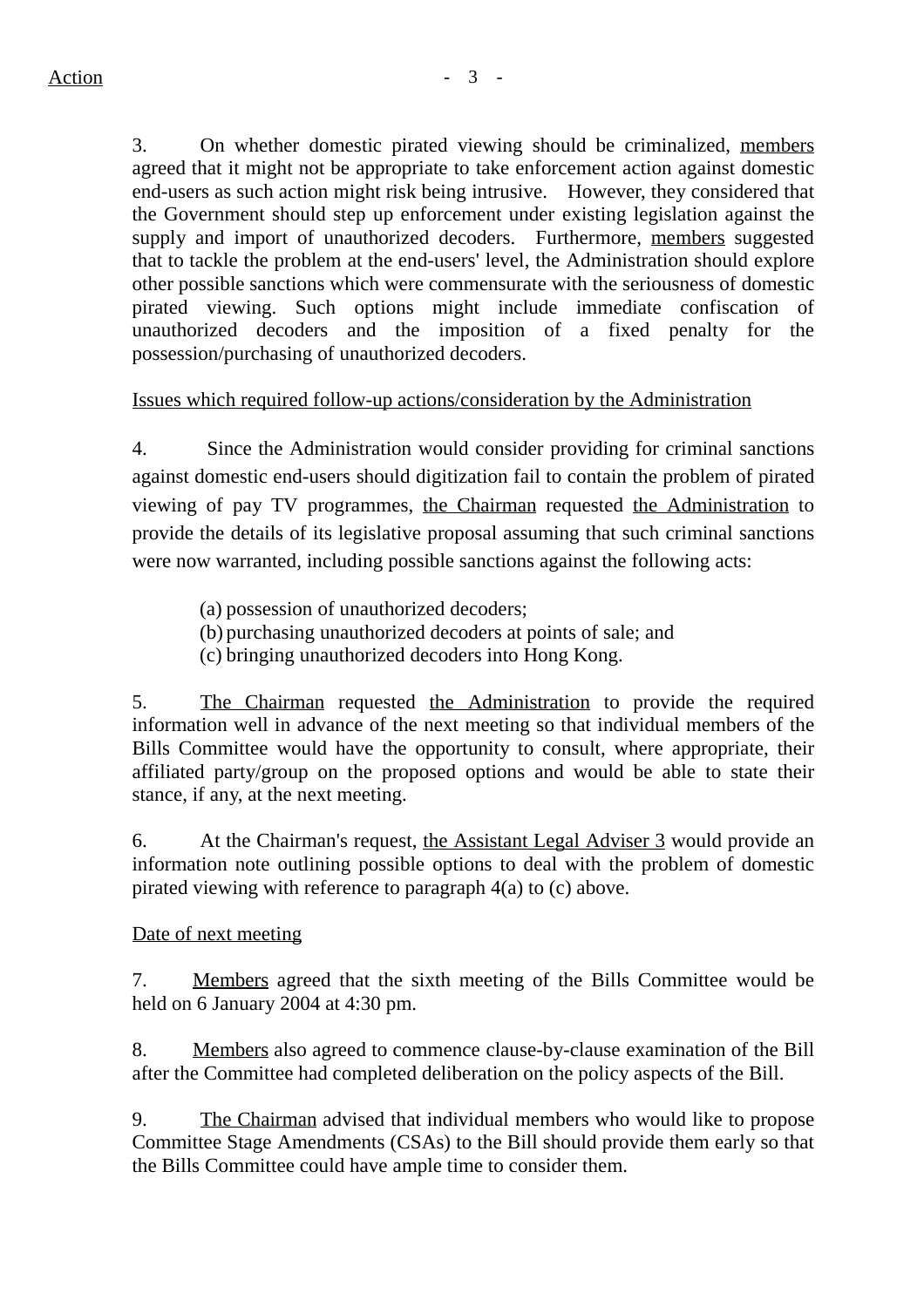3. On whether domestic pirated viewing should be criminalized, members agreed that it might not be appropriate to take enforcement action against domestic end-users as such action might risk being intrusive. However, they considered that the Government should step up enforcement under existing legislation against the supply and import of unauthorized decoders. Furthermore, members suggested that to tackle the problem at the end-users' level, the Administration should explore other possible sanctions which were commensurate with the seriousness of domestic pirated viewing. Such options might include immediate confiscation of unauthorized decoders and the imposition of a fixed penalty for the possession/purchasing of unauthorized decoders.

Issues which required follow-up actions/consideration by the Administration

4. Since the Administration would consider providing for criminal sanctions against domestic end-users should digitization fail to contain the problem of pirated viewing of pay TV programmes, the Chairman requested the Administration to provide the details of its legislative proposal assuming that such criminal sanctions were now warranted, including possible sanctions against the following acts:

(a) possession of unauthorized decoders;
(b) purchasing unauthorized decoders at points of sale; and
(c) bringing unauthorized decoders into Hong Kong.

5. The Chairman requested the Administration to provide the required information well in advance of the next meeting so that individual members of the Bills Committee would have the opportunity to consult, where appropriate, their affiliated party/group on the proposed options and would be able to state their stance, if any, at the next meeting.

6. At the Chairman's request, the Assistant Legal Adviser 3 would provide an information note outlining possible options to deal with the problem of domestic pirated viewing with reference to paragraph 4(a) to (c) above.

Date of next meeting

7. Members agreed that the sixth meeting of the Bills Committee would be held on 6 January 2004 at 4:30 pm.

8. Members also agreed to commence clause-by-clause examination of the Bill after the Committee had completed deliberation on the policy aspects of the Bill.

9. The Chairman advised that individual members who would like to propose Committee Stage Amendments (CSAs) to the Bill should provide them early so that the Bills Committee could have ample time to consider them.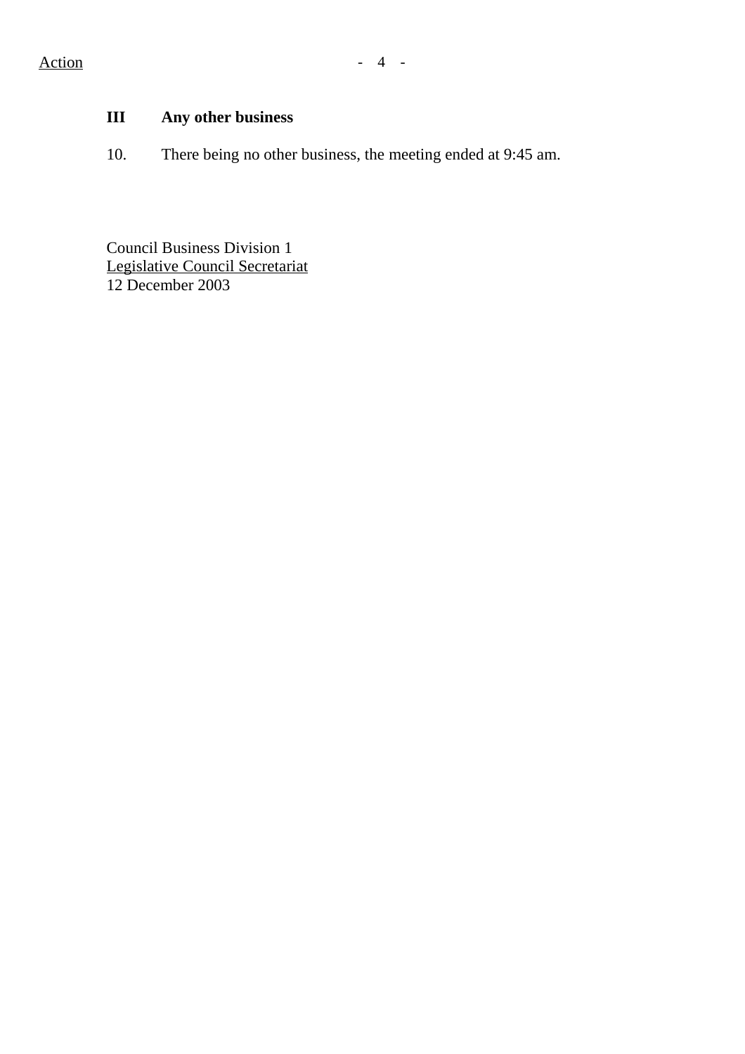## III Any other business

10. There being no other business, the meeting ended at 9:45 am.

Council Business Division 1
Legislative Council Secretariat
12 December 2003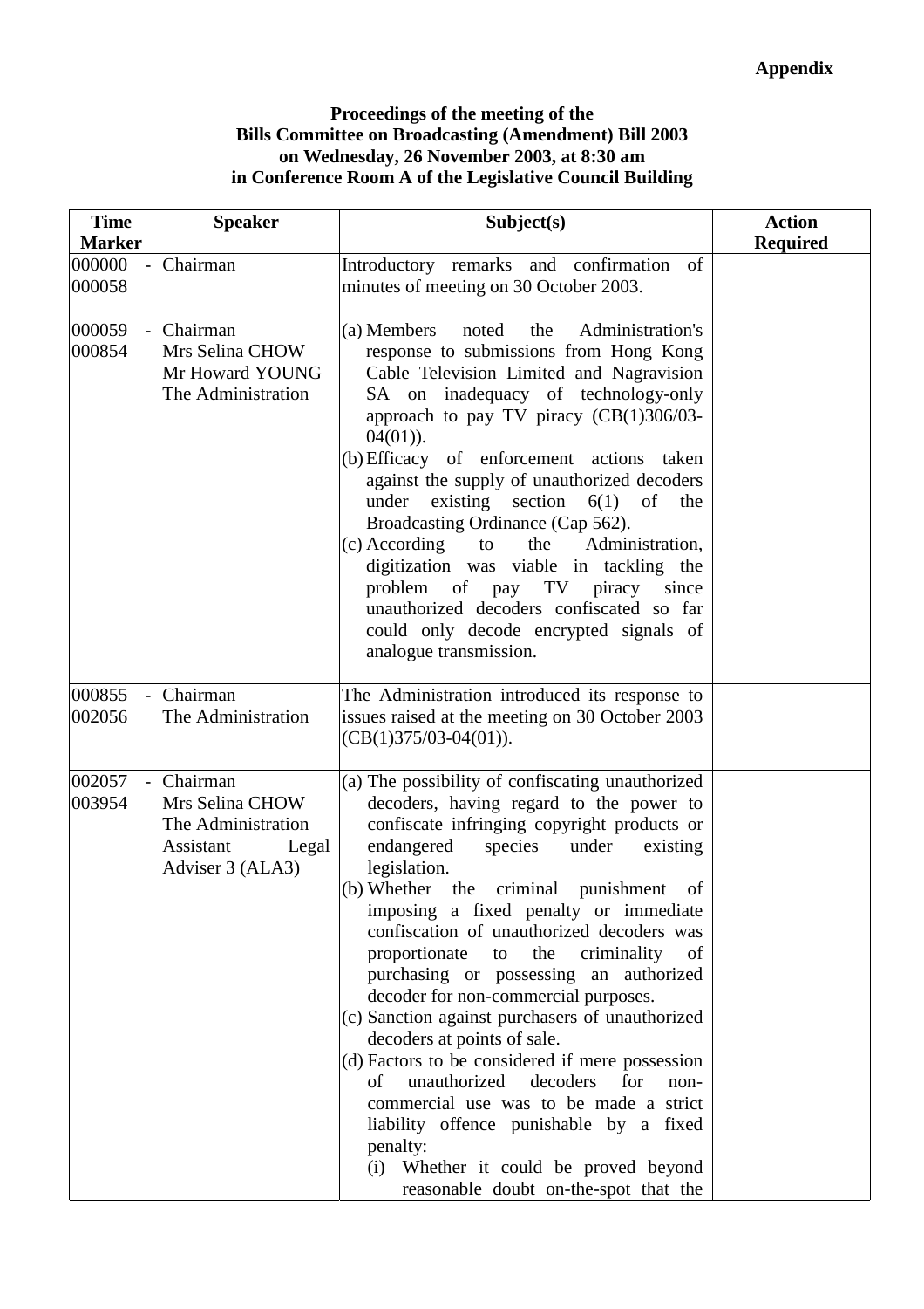**Appendix**

**Proceedings of the meeting of the**
**Bills Committee on Broadcasting (Amendment) Bill 2003**
**on Wednesday, 26 November 2003, at 8:30 am**
**in Conference Room A of the Legislative Council Building**

| Time Marker | Speaker | Subject(s) | Action Required |
|---|---|---|---|
| 000000 - 000058 | Chairman | Introductory remarks and confirmation of minutes of meeting on 30 October 2003. | |
| 000059 - 000854 | Chairman<br>Mrs Selina CHOW<br>Mr Howard YOUNG<br>The Administration | (a) Members noted the Administration's response to submissions from Hong Kong Cable Television Limited and Nagravision SA on inadequacy of technology-only approach to pay TV piracy (CB(1)306/03-04(01)).<br>(b) Efficacy of enforcement actions taken against the supply of unauthorized decoders under existing section 6(1) of the Broadcasting Ordinance (Cap 562).<br>(c) According to the Administration, digitization was viable in tackling the problem of pay TV piracy since unauthorized decoders confiscated so far could only decode encrypted signals of analogue transmission. | |
| 000855 - 002056 | Chairman<br>The Administration | The Administration introduced its response to issues raised at the meeting on 30 October 2003 (CB(1)375/03-04(01)). | |
| 002057 - 003954 | Chairman<br>Mrs Selina CHOW<br>The Administration<br>Assistant Legal Adviser 3 (ALA3) | (a) The possibility of confiscating unauthorized decoders, having regard to the power to confiscate infringing copyright products or endangered species under existing legislation.<br>(b) Whether the criminal punishment of imposing a fixed penalty or immediate confiscation of unauthorized decoders was proportionate to the criminality of purchasing or possessing an authorized decoder for non-commercial purposes.<br>(c) Sanction against purchasers of unauthorized decoders at points of sale.<br>(d) Factors to be considered if mere possession of unauthorized decoders for non-commercial use was to be made a strict liability offence punishable by a fixed penalty:<br>(i) Whether it could be proved beyond reasonable doubt on-the-spot that the | |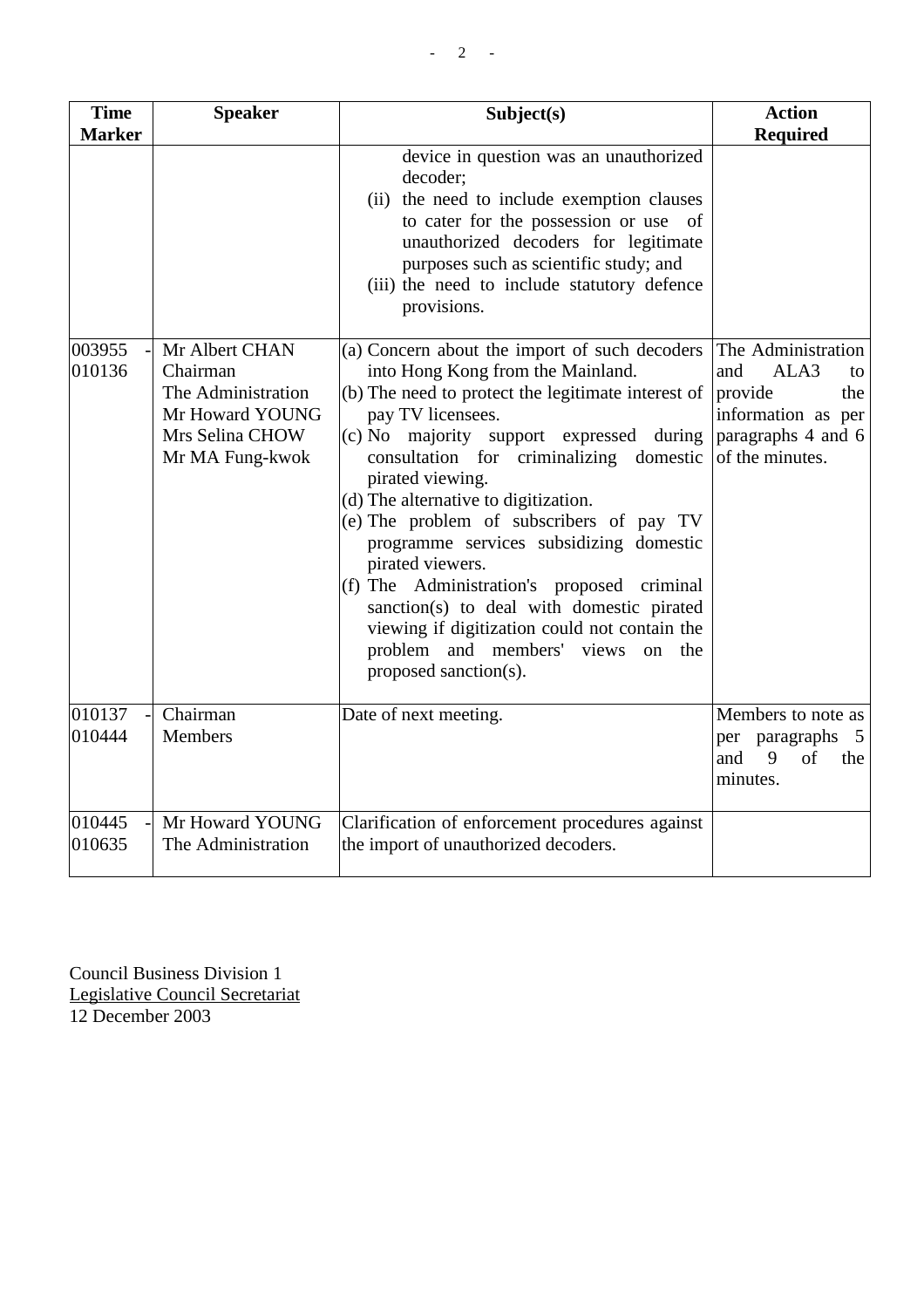| Time Marker | Speaker | Subject(s) | Action Required |
|---|---|---|---|
| | | device in question was an unauthorized decoder;<br>(ii) the need to include exemption clauses to cater for the possession or use of unauthorized decoders for legitimate purposes such as scientific study; and<br>(iii) the need to include statutory defence provisions. | |
| 003955 - 010136 | Mr Albert CHAN<br>Chairman<br>The Administration<br>Mr Howard YOUNG<br>Mrs Selina CHOW<br>Mr MA Fung-kwok | (a) Concern about the import of such decoders into Hong Kong from the Mainland.<br>(b) The need to protect the legitimate interest of pay TV licensees.<br>(c) No majority support expressed during consultation for criminalizing domestic pirated viewing.<br>(d) The alternative to digitization.<br>(e) The problem of subscribers of pay TV programme services subsidizing domestic pirated viewers.<br>(f) The Administration's proposed criminal sanction(s) to deal with domestic pirated viewing if digitization could not contain the problem and members' views on the proposed sanction(s). | The Administration and ALA3 to provide the information as per paragraphs 4 and 6 of the minutes. |
| 010137 - 010444 | Chairman<br>Members | Date of next meeting. | Members to note as per paragraphs 5 and 9 of the minutes. |
| 010445 - 010635 | Mr Howard YOUNG<br>The Administration | Clarification of enforcement procedures against the import of unauthorized decoders. | |

Council Business Division 1
Legislative Council Secretariat
12 December 2003